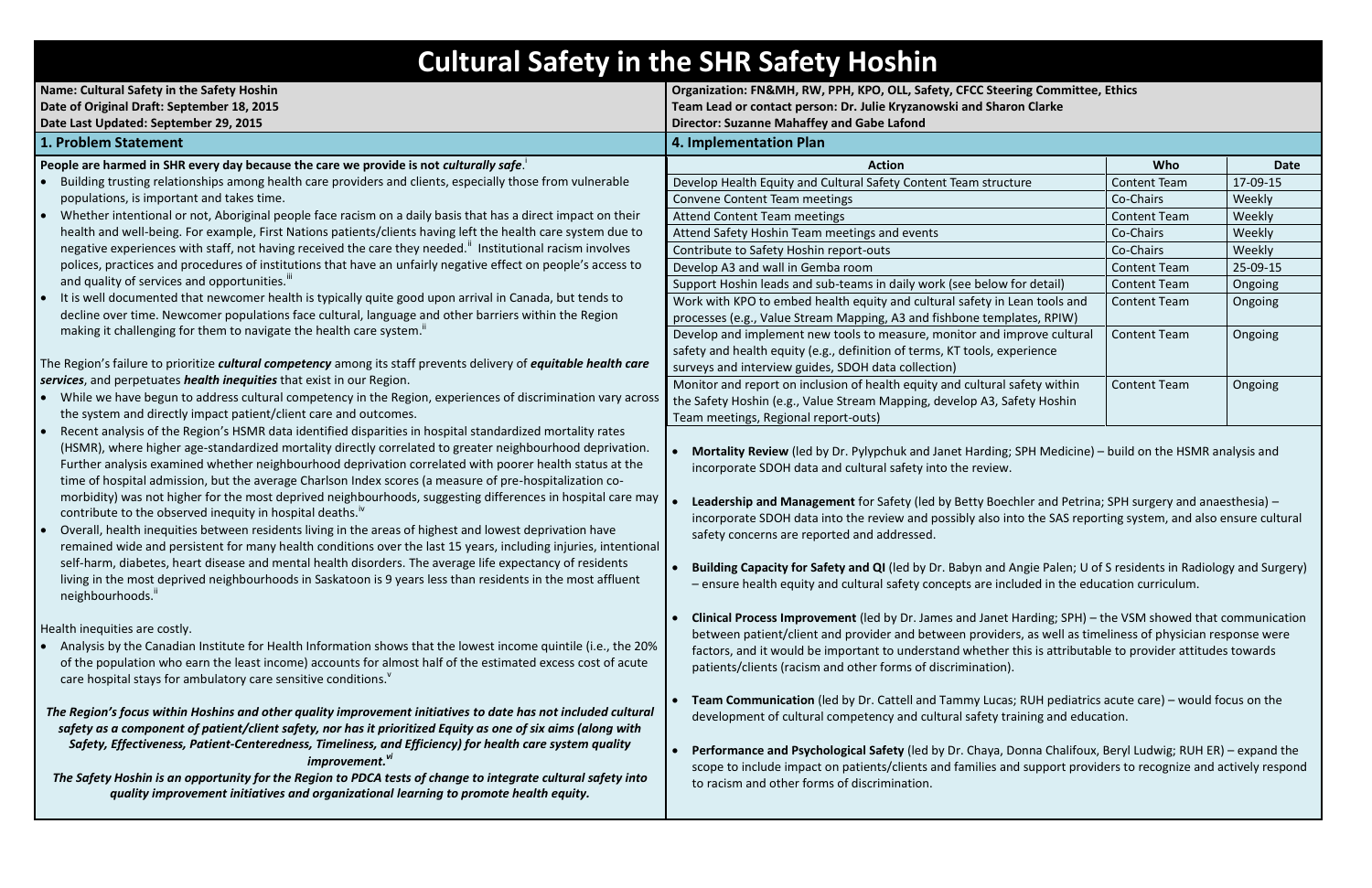# Cultural Safety in the SHR Safety Hoshin

**Name: Cultural Safety in the Safety Hoshin**
**Date of Original Draft: September 18, 2015**
**Date Last Updated: September 29, 2015**

**Organization: FN&MH, RW, PPH, KPO, OLL, Safety, CFCC Steering Committee, Ethics**
**Team Lead or contact person: Dr. Julie Kryzanowski and Sharon Clarke**
**Director: Suzanne Mahaffey and Gabe Lafond**

## 1. Problem Statement

**People are harmed in SHR every day because the care we provide is not *culturally safe*.**[i]

- Building trusting relationships among health care providers and clients, especially those from vulnerable populations, is important and takes time.
- Whether intentional or not, Aboriginal people face racism on a daily basis that has a direct impact on their health and well-being. For example, First Nations patients/clients having left the health care system due to negative experiences with staff, not having received the care they needed.[ii] Institutional racism involves polices, practices and procedures of institutions that have an unfairly negative effect on people's access to and quality of services and opportunities.[iii]
- It is well documented that newcomer health is typically quite good upon arrival in Canada, but tends to decline over time. Newcomer populations face cultural, language and other barriers within the Region making it challenging for them to navigate the health care system.[ii]

**The Region's failure to prioritize *cultural competency* among its staff prevents delivery of *equitable health care services*, and perpetuates *health inequities* that exist in our Region.**

- While we have begun to address cultural competency in the Region, experiences of discrimination vary across the system and directly impact patient/client care and outcomes.
- Recent analysis of the Region's HSMR data identified disparities in hospital standardized mortality rates (HSMR), where higher age-standardized mortality directly correlated to greater neighbourhood deprivation. Further analysis examined whether neighbourhood deprivation correlated with poorer health status at the time of hospital admission, but the average Charlson Index scores (a measure of pre-hospitalization co-morbidity) was not higher for the most deprived neighbourhoods, suggesting differences in hospital care may contribute to the observed inequity in hospital deaths.[iv]
- Overall, health inequities between residents living in the areas of highest and lowest deprivation have remained wide and persistent for many health conditions over the last 15 years, including injuries, intentional self-harm, diabetes, heart disease and mental health disorders. The average life expectancy of residents living in the most deprived neighbourhoods in Saskatoon is 9 years less than residents in the most affluent neighbourhoods.[ii]

Health inequities are costly.

- Analysis by the Canadian Institute for Health Information shows that the lowest income quintile (i.e., the 20% of the population who earn the least income) accounts for almost half of the estimated excess cost of acute care hospital stays for ambulatory care sensitive conditions.[v]

***The Region's focus within Hoshins and other quality improvement initiatives to date has not included cultural safety as a component of patient/client safety, nor has it prioritized Equity as one of six aims (along with Safety, Effectiveness, Patient-Centeredness, Timeliness, and Efficiency) for health care system quality improvement.***[vi]

***The Safety Hoshin is an opportunity for the Region to PDCA tests of change to integrate cultural safety into quality improvement initiatives and organizational learning to promote health equity.***

## 4. Implementation Plan

| Action | Who | Date |
|---|---|---|
| Develop Health Equity and Cultural Safety Content Team structure | Content Team | 17-09-15 |
| Convene Content Team meetings | Co-Chairs | Weekly |
| Attend Content Team meetings | Content Team | Weekly |
| Attend Safety Hoshin Team meetings and events | Co-Chairs | Weekly |
| Contribute to Safety Hoshin report-outs | Co-Chairs | Weekly |
| Develop A3 and wall in Gemba room | Content Team | 25-09-15 |
| Support Hoshin leads and sub-teams in daily work (see below for detail) | Content Team | Ongoing |
| Work with KPO to embed health equity and cultural safety in Lean tools and processes (e.g., Value Stream Mapping, A3 and fishbone templates, RPIW) | Content Team | Ongoing |
| Develop and implement new tools to measure, monitor and improve cultural safety and health equity (e.g., definition of terms, KT tools, experience surveys and interview guides, SDOH data collection) | Content Team | Ongoing |
| Monitor and report on inclusion of health equity and cultural safety within the Safety Hoshin (e.g., Value Stream Mapping, develop A3, Safety Hoshin Team meetings, Regional report-outs) | Content Team | Ongoing |

- **Mortality Review** (led by Dr. Pylypchuk and Janet Harding; SPH Medicine) – build on the HSMR analysis and incorporate SDOH data and cultural safety into the review.
- **Leadership and Management** for Safety (led by Betty Boechler and Petrina; SPH surgery and anaesthesia) – incorporate SDOH data into the review and possibly also into the SAS reporting system, and also ensure cultural safety concerns are reported and addressed.
- **Building Capacity for Safety and QI** (led by Dr. Babyn and Angie Palen; U of S residents in Radiology and Surgery) – ensure health equity and cultural safety concepts are included in the education curriculum.
- **Clinical Process Improvement** (led by Dr. James and Janet Harding; SPH) – the VSM showed that communication between patient/client and provider and between providers, as well as timeliness of physician response were factors, and it would be important to understand whether this is attributable to provider attitudes towards patients/clients (racism and other forms of discrimination).
- **Team Communication** (led by Dr. Cattell and Tammy Lucas; RUH pediatrics acute care) – would focus on the development of cultural competency and cultural safety training and education.
- **Performance and Psychological Safety** (led by Dr. Chaya, Donna Chalifoux, Beryl Ludwig; RUH ER) – expand the scope to include impact on patients/clients and families and support providers to recognize and actively respond to racism and other forms of discrimination.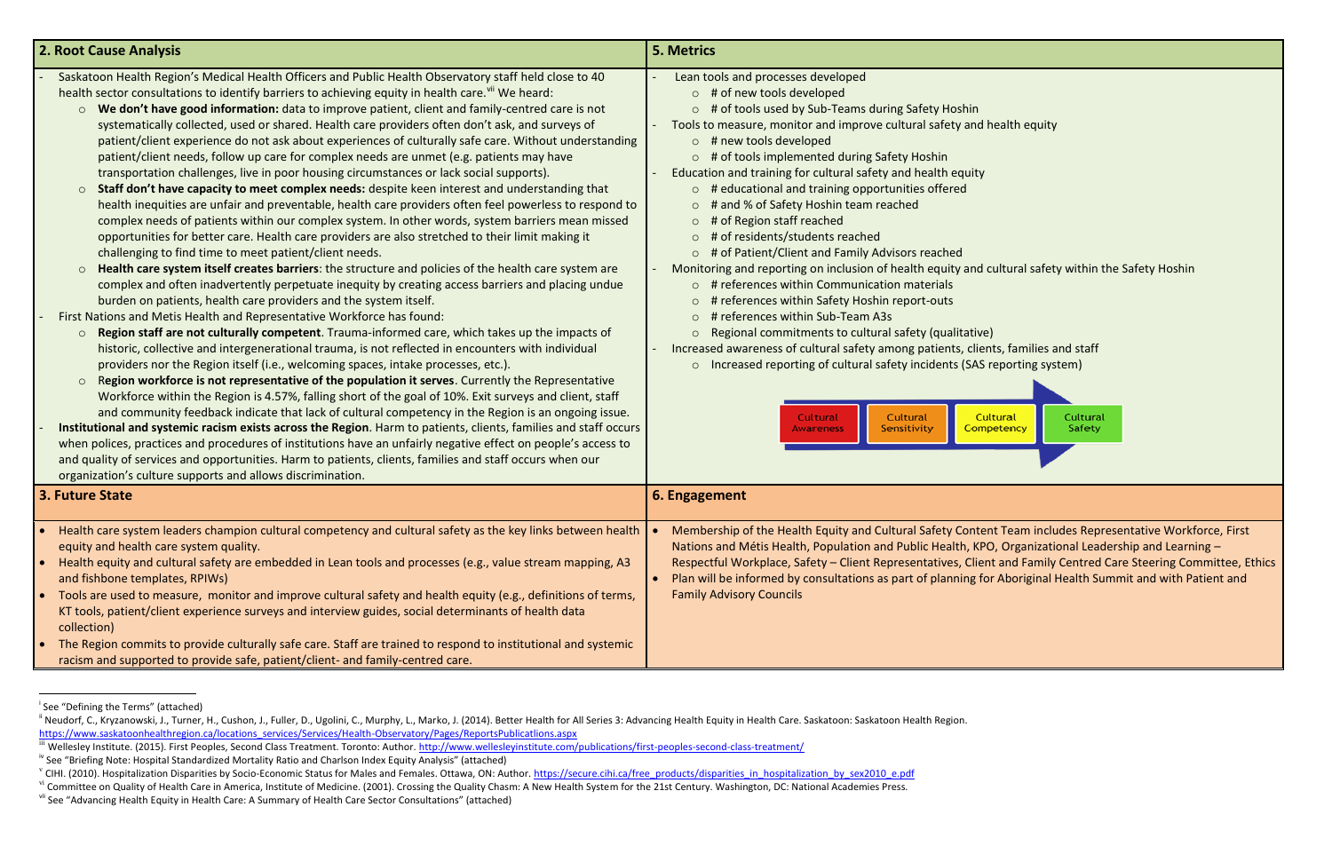## 2. Root Cause Analysis

- Saskatoon Health Region's Medical Health Officers and Public Health Observatory staff held close to 40 health sector consultations to identify barriers to achieving equity in health care.[vii] We heard:
  - **We don't have good information:** data to improve patient, client and family-centred care is not systematically collected, used or shared. Health care providers often don't ask, and surveys of patient/client experience do not ask about experiences of culturally safe care. Without understanding patient/client needs, follow up care for complex needs are unmet (e.g. patients may have transportation challenges, live in poor housing circumstances or lack social supports).
  - **Staff don't have capacity to meet complex needs:** despite keen interest and understanding that health inequities are unfair and preventable, health care providers often feel powerless to respond to complex needs of patients within our complex system. In other words, system barriers mean missed opportunities for better care. Health care providers are also stretched to their limit making it challenging to find time to meet patient/client needs.
  - **Health care system itself creates barriers**: the structure and policies of the health care system are complex and often inadvertently perpetuate inequity by creating access barriers and placing undue burden on patients, health care providers and the system itself.
- First Nations and Metis Health and Representative Workforce has found:
  - **Region staff are not culturally competent**. Trauma-informed care, which takes up the impacts of historic, collective and intergenerational trauma, is not reflected in encounters with individual providers nor the Region itself (i.e., welcoming spaces, intake processes, etc.).
  - R**egion workforce is not representative of the population it serves**. Currently the Representative Workforce within the Region is 4.57%, falling short of the goal of 10%. Exit surveys and client, staff and community feedback indicate that lack of cultural competency in the Region is an ongoing issue.
- **Institutional and systemic racism exists across the Region**. Harm to patients, clients, families and staff occurs when polices, practices and procedures of institutions have an unfairly negative effect on people's access to and quality of services and opportunities. Harm to patients, clients, families and staff occurs when our organization's culture supports and allows discrimination.

## 3. Future State

- Health care system leaders champion cultural competency and cultural safety as the key links between health equity and health care system quality.
- Health equity and cultural safety are embedded in Lean tools and processes (e.g., value stream mapping, A3 and fishbone templates, RPIWs)
- Tools are used to measure, monitor and improve cultural safety and health equity (e.g., definitions of terms, KT tools, patient/client experience surveys and interview guides, social determinants of health data collection)
- The Region commits to provide culturally safe care. Staff are trained to respond to institutional and systemic racism and supported to provide safe, patient/client- and family-centred care.

## 5. Metrics

- Lean tools and processes developed
  - # of new tools developed
  - # of tools used by Sub-Teams during Safety Hoshin
- Tools to measure, monitor and improve cultural safety and health equity
  - # new tools developed
  - # of tools implemented during Safety Hoshin
- Education and training for cultural safety and health equity
  - # educational and training opportunities offered
  - # and % of Safety Hoshin team reached
  - # of Region staff reached
  - # of residents/students reached
  - # of Patient/Client and Family Advisors reached
- Monitoring and reporting on inclusion of health equity and cultural safety within the Safety Hoshin
  - # references within Communication materials
  - # references within Safety Hoshin report-outs
  - # references within Sub-Team A3s
  - Regional commitments to cultural safety (qualitative)
- Increased awareness of cultural safety among patients, clients, families and staff
  - Increased reporting of cultural safety incidents (SAS reporting system)

Cultural Awareness → Cultural Sensitivity → Cultural Competency → Cultural Safety

## 6. Engagement

- Membership of the Health Equity and Cultural Safety Content Team includes Representative Workforce, First Nations and Métis Health, Population and Public Health, KPO, Organizational Leadership and Learning – Respectful Workplace, Safety – Client Representatives, Client and Family Centred Care Steering Committee, Ethics
- Plan will be informed by consultations as part of planning for Aboriginal Health Summit and with Patient and Family Advisory Councils

---

[i] See "Defining the Terms" (attached)

[ii] Neudorf, C., Kryzanowski, J., Turner, H., Cushon, J., Fuller, D., Ugolini, C., Murphy, L., Marko, J. (2014). Better Health for All Series 3: Advancing Health Equity in Health Care. Saskatoon: Saskatoon Health Region. https://www.saskatoonhealthregion.ca/locations_services/Services/Health-Observatory/Pages/ReportsPublications.aspx

[iii] Wellesley Institute. (2015). First Peoples, Second Class Treatment. Toronto: Author. http://www.wellesleyinstitute.com/publications/first-peoples-second-class-treatment/

[iv] See "Briefing Note: Hospital Standardized Mortality Ratio and Charlson Index Equity Analysis" (attached)

[v] CIHI. (2010). Hospitalization Disparities by Socio-Economic Status for Males and Females. Ottawa, ON: Author. https://secure.cihi.ca/free_products/disparities_in_hospitalization_by_sex2010_e.pdf

[vi] Committee on Quality of Health Care in America, Institute of Medicine. (2001). Crossing the Quality Chasm: A New Health System for the 21st Century. Washington, DC: National Academies Press.

[vii] See "Advancing Health Equity in Health Care: A Summary of Health Care Sector Consultations" (attached)